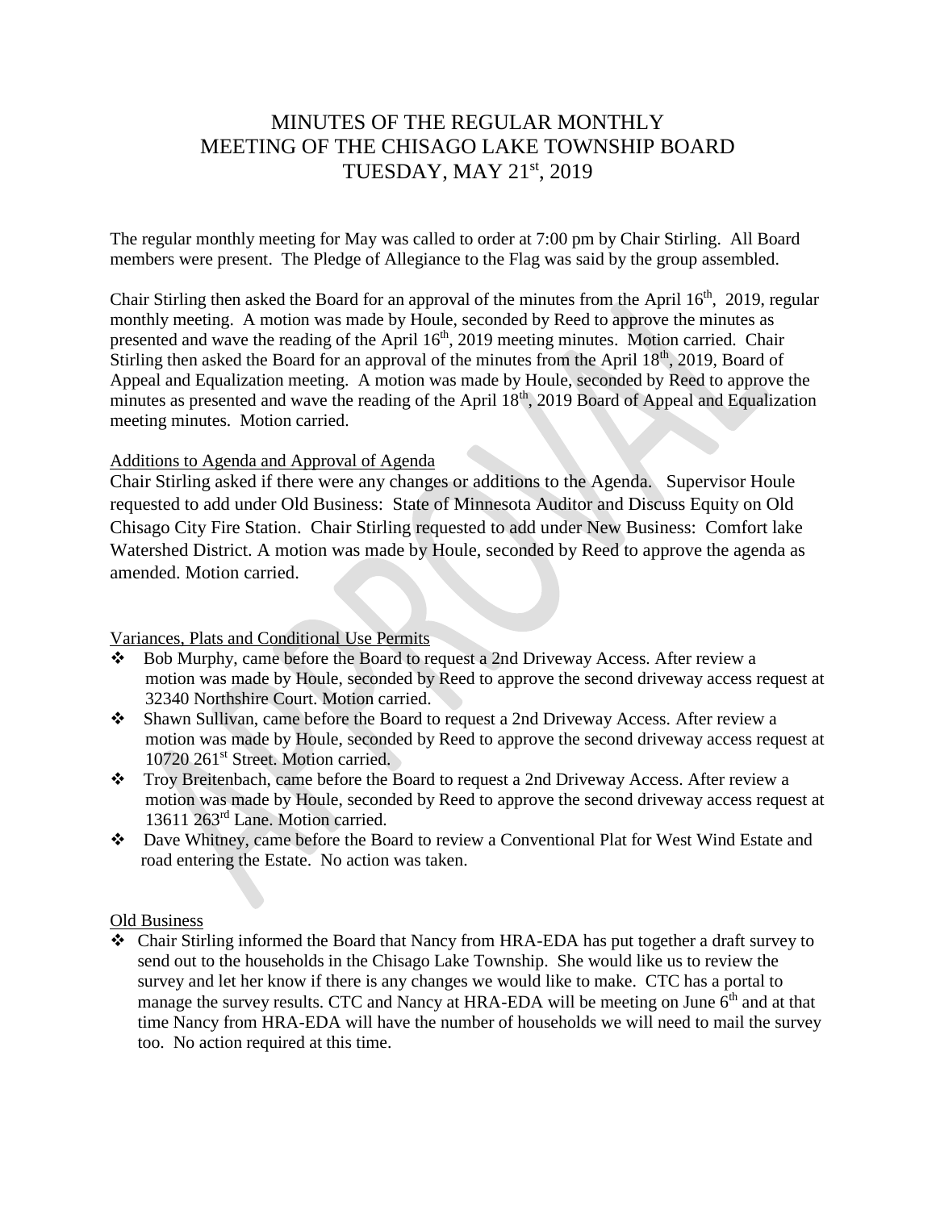# MINUTES OF THE REGULAR MONTHLY MEETING OF THE CHISAGO LAKE TOWNSHIP BOARD TUESDAY, MAY 21st, 2019

The regular monthly meeting for May was called to order at 7:00 pm by Chair Stirling. All Board members were present. The Pledge of Allegiance to the Flag was said by the group assembled.

Chair Stirling then asked the Board for an approval of the minutes from the April 16th, 2019, regular monthly meeting. A motion was made by Houle, seconded by Reed to approve the minutes as presented and wave the reading of the April 16th, 2019 meeting minutes. Motion carried. Chair Stirling then asked the Board for an approval of the minutes from the April 18th, 2019, Board of Appeal and Equalization meeting. A motion was made by Houle, seconded by Reed to approve the minutes as presented and wave the reading of the April 18th, 2019 Board of Appeal and Equalization meeting minutes. Motion carried.

Additions to Agenda and Approval of Agenda

Chair Stirling asked if there were any changes or additions to the Agenda. Supervisor Houle requested to add under Old Business: State of Minnesota Auditor and Discuss Equity on Old Chisago City Fire Station. Chair Stirling requested to add under New Business: Comfort lake Watershed District. A motion was made by Houle, seconded by Reed to approve the agenda as amended. Motion carried.

Variances, Plats and Conditional Use Permits

- Bob Murphy, came before the Board to request a 2nd Driveway Access. After review a motion was made by Houle, seconded by Reed to approve the second driveway access request at 32340 Northshire Court. Motion carried.
- Shawn Sullivan, came before the Board to request a 2nd Driveway Access. After review a motion was made by Houle, seconded by Reed to approve the second driveway access request at 10720 261st Street. Motion carried.
- Troy Breitenbach, came before the Board to request a 2nd Driveway Access. After review a motion was made by Houle, seconded by Reed to approve the second driveway access request at 13611 263rd Lane. Motion carried.
- Dave Whitney, came before the Board to review a Conventional Plat for West Wind Estate and road entering the Estate. No action was taken.

Old Business

- Chair Stirling informed the Board that Nancy from HRA-EDA has put together a draft survey to send out to the households in the Chisago Lake Township. She would like us to review the survey and let her know if there is any changes we would like to make. CTC has a portal to manage the survey results. CTC and Nancy at HRA-EDA will be meeting on June 6th and at that time Nancy from HRA-EDA will have the number of households we will need to mail the survey too. No action required at this time.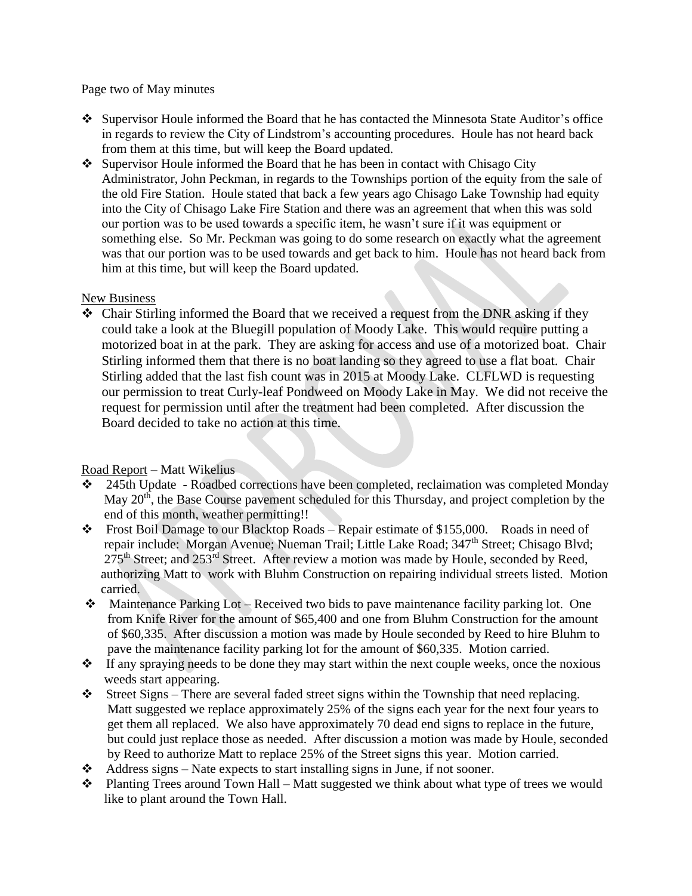Page two of May minutes

- Supervisor Houle informed the Board that he has contacted the Minnesota State Auditor's office in regards to review the City of Lindstrom's accounting procedures. Houle has not heard back from them at this time, but will keep the Board updated.
- Supervisor Houle informed the Board that he has been in contact with Chisago City Administrator, John Peckman, in regards to the Townships portion of the equity from the sale of the old Fire Station. Houle stated that back a few years ago Chisago Lake Township had equity into the City of Chisago Lake Fire Station and there was an agreement that when this was sold our portion was to be used towards a specific item, he wasn't sure if it was equipment or something else. So Mr. Peckman was going to do some research on exactly what the agreement was that our portion was to be used towards and get back to him. Houle has not heard back from him at this time, but will keep the Board updated.

New Business

- Chair Stirling informed the Board that we received a request from the DNR asking if they could take a look at the Bluegill population of Moody Lake. This would require putting a motorized boat in at the park. They are asking for access and use of a motorized boat. Chair Stirling informed them that there is no boat landing so they agreed to use a flat boat. Chair Stirling added that the last fish count was in 2015 at Moody Lake. CLFLWD is requesting our permission to treat Curly-leaf Pondweed on Moody Lake in May. We did not receive the request for permission until after the treatment had been completed. After discussion the Board decided to take no action at this time.

Road Report – Matt Wikelius

- 245th Update - Roadbed corrections have been completed, reclaimation was completed Monday May 20th, the Base Course pavement scheduled for this Thursday, and project completion by the end of this month, weather permitting!!
- Frost Boil Damage to our Blacktop Roads – Repair estimate of $155,000. Roads in need of repair include: Morgan Avenue; Nueman Trail; Little Lake Road; 347th Street; Chisago Blvd; 275th Street; and 253rd Street. After review a motion was made by Houle, seconded by Reed, authorizing Matt to work with Bluhm Construction on repairing individual streets listed. Motion carried.
- Maintenance Parking Lot – Received two bids to pave maintenance facility parking lot. One from Knife River for the amount of $65,400 and one from Bluhm Construction for the amount of $60,335. After discussion a motion was made by Houle seconded by Reed to hire Bluhm to pave the maintenance facility parking lot for the amount of $60,335. Motion carried.
- If any spraying needs to be done they may start within the next couple weeks, once the noxious weeds start appearing.
- Street Signs – There are several faded street signs within the Township that need replacing. Matt suggested we replace approximately 25% of the signs each year for the next four years to get them all replaced. We also have approximately 70 dead end signs to replace in the future, but could just replace those as needed. After discussion a motion was made by Houle, seconded by Reed to authorize Matt to replace 25% of the Street signs this year. Motion carried.
- Address signs – Nate expects to start installing signs in June, if not sooner.
- Planting Trees around Town Hall – Matt suggested we think about what type of trees we would like to plant around the Town Hall.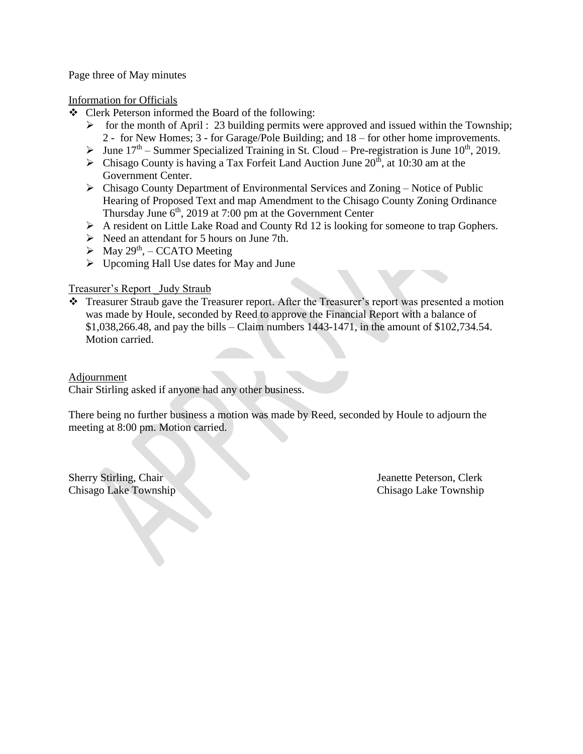Page three of May minutes

Information for Officials

- Clerk Peterson informed the Board of the following:
  - for the month of April : 23 building permits were approved and issued within the Township; 2 - for New Homes; 3 - for Garage/Pole Building; and 18 – for other home improvements.
  - June 17th – Summer Specialized Training in St. Cloud – Pre-registration is June 10th, 2019.
  - Chisago County is having a Tax Forfeit Land Auction June 20th, at 10:30 am at the Government Center.
  - Chisago County Department of Environmental Services and Zoning – Notice of Public Hearing of Proposed Text and map Amendment to the Chisago County Zoning Ordinance Thursday June 6th, 2019 at 7:00 pm at the Government Center
  - A resident on Little Lake Road and County Rd 12 is looking for someone to trap Gophers.
  - Need an attendant for 5 hours on June 7th.
  - May 29th, – CCATO Meeting
  - Upcoming Hall Use dates for May and June

Treasurer's Report _Judy Straub

- Treasurer Straub gave the Treasurer report. After the Treasurer's report was presented a motion was made by Houle, seconded by Reed to approve the Financial Report with a balance of $1,038,266.48, and pay the bills – Claim numbers 1443-1471, in the amount of $102,734.54. Motion carried.

Adjournment

Chair Stirling asked if anyone had any other business.

There being no further business a motion was made by Reed, seconded by Houle to adjourn the meeting at 8:00 pm. Motion carried.

Sherry Stirling, Chair
Chisago Lake Township

Jeanette Peterson, Clerk
Chisago Lake Township